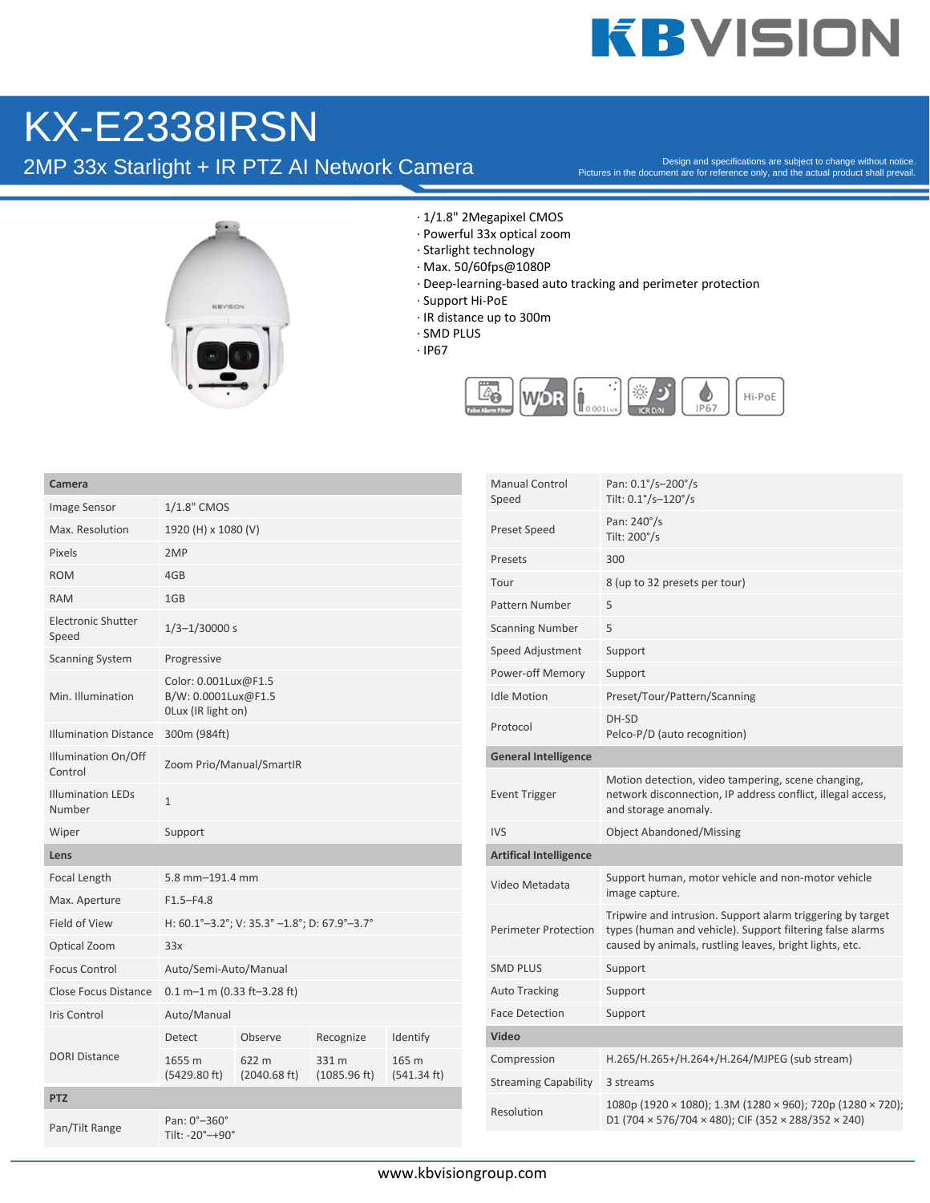# KX-E2338IRSN

## 2MP 33x Starlight + IR PTZ AI Network Camera

Design and specifications are subject to change without notice.
Pictures in the document are for reference only, and the actual product shall prevail.

- 1/1.8" 2Megapixel CMOS
- Powerful 33x optical zoom
- Starlight technology
- Max. 50/60fps@1080P
- Deep-learning-based auto tracking and perimeter protection
- Support Hi-PoE
- IR distance up to 300m
- SMD PLUS
- IP67

| **Camera** | | | | |
|---|---|---|---|---|
| Image Sensor | 1/1.8" CMOS | | | |
| Max. Resolution | 1920 (H) x 1080 (V) | | | |
| Pixels | 2MP | | | |
| ROM | 4GB | | | |
| RAM | 1GB | | | |
| Electronic Shutter Speed | 1/3–1/30000 s | | | |
| Scanning System | Progressive | | | |
| Min. Illumination | Color: 0.001Lux@F1.5<br>B/W: 0.0001Lux@F1.5<br>0Lux (IR light on) | | | |
| Illumination Distance | 300m (984ft) | | | |
| Illumination On/Off Control | Zoom Prio/Manual/SmartIR | | | |
| Illumination LEDs Number | 1 | | | |
| Wiper | Support | | | |
| **Lens** | | | | |
| Focal Length | 5.8 mm–191.4 mm | | | |
| Max. Aperture | F1.5–F4.8 | | | |
| Field of View | H: 60.1°–3.2°; V: 35.3° –1.8°; D: 67.9°–3.7° | | | |
| Optical Zoom | 33x | | | |
| Focus Control | Auto/Semi-Auto/Manual | | | |
| Close Focus Distance | 0.1 m–1 m (0.33 ft–3.28 ft) | | | |
| Iris Control | Auto/Manual | | | |
| DORI Distance | Detect | Observe | Recognize | Identify |
| | 1655 m (5429.80 ft) | 622 m (2040.68 ft) | 331 m (1085.96 ft) | 165 m (541.34 ft) |
| **PTZ** | | | | |
| Pan/Tilt Range | Pan: 0°–360°<br>Tilt: -20°–+90° | | | |

| | |
|---|---|
| Manual Control Speed | Pan: 0.1°/s–200°/s<br>Tilt: 0.1°/s–120°/s |
| Preset Speed | Pan: 240°/s<br>Tilt: 200°/s |
| Presets | 300 |
| Tour | 8 (up to 32 presets per tour) |
| Pattern Number | 5 |
| Scanning Number | 5 |
| Speed Adjustment | Support |
| Power-off Memory | Support |
| Idle Motion | Preset/Tour/Pattern/Scanning |
| Protocol | DH-SD<br>Pelco-P/D (auto recognition) |
| **General Intelligence** | |
| Event Trigger | Motion detection, video tampering, scene changing, network disconnection, IP address conflict, illegal access, and storage anomaly. |
| IVS | Object Abandoned/Missing |
| **Artifical Intelligence** | |
| Video Metadata | Support human, motor vehicle and non-motor vehicle image capture. |
| Perimeter Protection | Tripwire and intrusion. Support alarm triggering by target types (human and vehicle). Support filtering false alarms caused by animals, rustling leaves, bright lights, etc. |
| SMD PLUS | Support |
| Auto Tracking | Support |
| Face Detection | Support |
| **Video** | |
| Compression | H.265/H.265+/H.264+/H.264/MJPEG (sub stream) |
| Streaming Capability | 3 streams |
| Resolution | 1080p (1920 × 1080); 1.3M (1280 × 960); 720p (1280 × 720); D1 (704 × 576/704 × 480); CIF (352 × 288/352 × 240) |

www.kbvisiongroup.com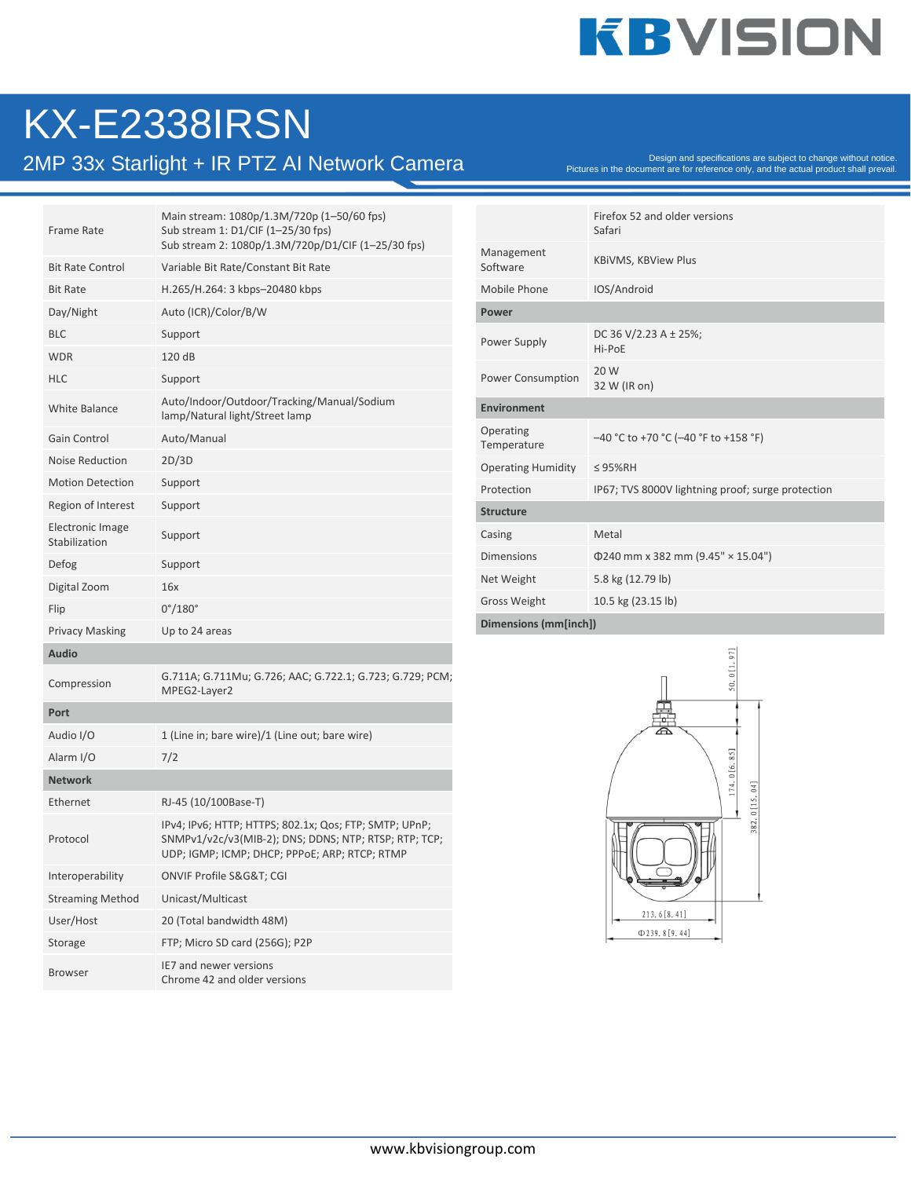# KX-E2338IRSN

## 2MP 33x Starlight + IR PTZ AI Network Camera

Design and specifications are subject to change without notice.
Pictures in the document are for reference only, and the actual product shall prevail.

| | |
|---|---|
| Frame Rate | Main stream: 1080p/1.3M/720p (1–50/60 fps)<br>Sub stream 1: D1/CIF (1–25/30 fps)<br>Sub stream 2: 1080p/1.3M/720p/D1/CIF (1–25/30 fps) |
| Bit Rate Control | Variable Bit Rate/Constant Bit Rate |
| Bit Rate | H.265/H.264: 3 kbps–20480 kbps |
| Day/Night | Auto (ICR)/Color/B/W |
| BLC | Support |
| WDR | 120 dB |
| HLC | Support |
| White Balance | Auto/Indoor/Outdoor/Tracking/Manual/Sodium lamp/Natural light/Street lamp |
| Gain Control | Auto/Manual |
| Noise Reduction | 2D/3D |
| Motion Detection | Support |
| Region of Interest | Support |
| Electronic Image Stabilization | Support |
| Defog | Support |
| Digital Zoom | 16x |
| Flip | 0°/180° |
| Privacy Masking | Up to 24 areas |
| **Audio** | |
| Compression | G.711A; G.711Mu; G.726; AAC; G.722.1; G.723; G.729; PCM; MPEG2-Layer2 |
| **Port** | |
| Audio I/O | 1 (Line in; bare wire)/1 (Line out; bare wire) |
| Alarm I/O | 7/2 |
| **Network** | |
| Ethernet | RJ-45 (10/100Base-T) |
| Protocol | IPv4; IPv6; HTTP; HTTPS; 802.1x; Qos; FTP; SMTP; UPnP; SNMPv1/v2c/v3(MIB-2); DNS; DDNS; NTP; RTSP; RTP; TCP; UDP; IGMP; ICMP; DHCP; PPPoE; ARP; RTCP; RTMP |
| Interoperability | ONVIF Profile S&G&T; CGI |
| Streaming Method | Unicast/Multicast |
| User/Host | 20 (Total bandwidth 48M) |
| Storage | FTP; Micro SD card (256G); P2P |
| Browser | IE7 and newer versions<br>Chrome 42 and older versions<br>Firefox 52 and older versions<br>Safari |
| Management Software | KBiVMS, KBView Plus |
| Mobile Phone | IOS/Android |
| **Power** | |
| Power Supply | DC 36 V/2.23 A ± 25%;<br>Hi-PoE |
| Power Consumption | 20 W<br>32 W (IR on) |
| **Environment** | |
| Operating Temperature | –40 °C to +70 °C (–40 °F to +158 °F) |
| Operating Humidity | ≤ 95%RH |
| Protection | IP67; TVS 8000V lightning proof; surge protection |
| **Structure** | |
| Casing | Metal |
| Dimensions | Φ240 mm x 382 mm (9.45" × 15.04") |
| Net Weight | 5.8 kg (12.79 lb) |
| Gross Weight | 10.5 kg (23.15 lb) |

**Dimensions (mm[inch])**

50.0[1.97]
174.0[6.85]
382.0[15.04]
213.6[8.41]
Φ239.8[9.44]

www.kbvisiongroup.com